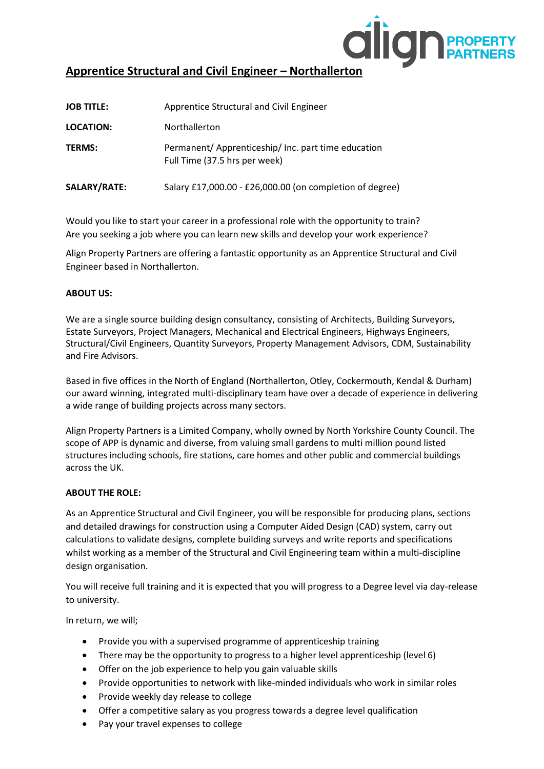# Apprentice Structural and Civil Engineer – Northallerton

| | |
|---|---|
| **JOB TITLE:** | Apprentice Structural and Civil Engineer |
| **LOCATION:** | Northallerton |
| **TERMS:** | Permanent/ Apprenticeship/ Inc. part time education<br>Full Time (37.5 hrs per week) |
| **SALARY/RATE:** | Salary £17,000.00 - £26,000.00 (on completion of degree) |

Would you like to start your career in a professional role with the opportunity to train?
Are you seeking a job where you can learn new skills and develop your work experience?

Align Property Partners are offering a fantastic opportunity as an Apprentice Structural and Civil Engineer based in Northallerton.

**ABOUT US:**

We are a single source building design consultancy, consisting of Architects, Building Surveyors, Estate Surveyors, Project Managers, Mechanical and Electrical Engineers, Highways Engineers, Structural/Civil Engineers, Quantity Surveyors, Property Management Advisors, CDM, Sustainability and Fire Advisors.

Based in five offices in the North of England (Northallerton, Otley, Cockermouth, Kendal & Durham) our award winning, integrated multi-disciplinary team have over a decade of experience in delivering a wide range of building projects across many sectors.

Align Property Partners is a Limited Company, wholly owned by North Yorkshire County Council. The scope of APP is dynamic and diverse, from valuing small gardens to multi million pound listed structures including schools, fire stations, care homes and other public and commercial buildings across the UK.

**ABOUT THE ROLE:**

As an Apprentice Structural and Civil Engineer, you will be responsible for producing plans, sections and detailed drawings for construction using a Computer Aided Design (CAD) system, carry out calculations to validate designs, complete building surveys and write reports and specifications whilst working as a member of the Structural and Civil Engineering team within a multi-discipline design organisation.

You will receive full training and it is expected that you will progress to a Degree level via day-release to university.

In return, we will;

- Provide you with a supervised programme of apprenticeship training
- There may be the opportunity to progress to a higher level apprenticeship (level 6)
- Offer on the job experience to help you gain valuable skills
- Provide opportunities to network with like-minded individuals who work in similar roles
- Provide weekly day release to college
- Offer a competitive salary as you progress towards a degree level qualification
- Pay your travel expenses to college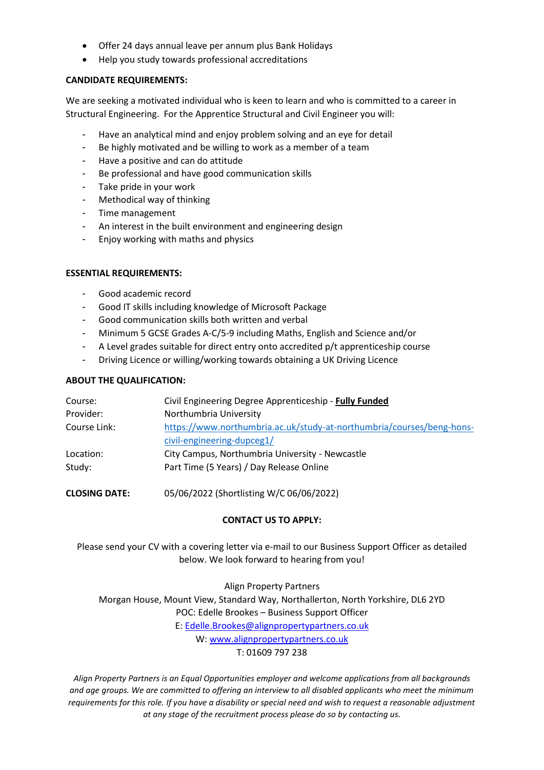- Offer 24 days annual leave per annum plus Bank Holidays
- Help you study towards professional accreditations

**CANDIDATE REQUIREMENTS:**

We are seeking a motivated individual who is keen to learn and who is committed to a career in Structural Engineering. For the Apprentice Structural and Civil Engineer you will:

- Have an analytical mind and enjoy problem solving and an eye for detail
- Be highly motivated and be willing to work as a member of a team
- Have a positive and can do attitude
- Be professional and have good communication skills
- Take pride in your work
- Methodical way of thinking
- Time management
- An interest in the built environment and engineering design
- Enjoy working with maths and physics

**ESSENTIAL REQUIREMENTS:**

- Good academic record
- Good IT skills including knowledge of Microsoft Package
- Good communication skills both written and verbal
- Minimum 5 GCSE Grades A-C/5-9 including Maths, English and Science and/or
- A Level grades suitable for direct entry onto accredited p/t apprenticeship course
- Driving Licence or willing/working towards obtaining a UK Driving Licence

**ABOUT THE QUALIFICATION:**

| | |
|---|---|
| Course: | Civil Engineering Degree Apprenticeship - **Fully Funded** |
| Provider: | Northumbria University |
| Course Link: | https://www.northumbria.ac.uk/study-at-northumbria/courses/beng-hons-civil-engineering-dupceg1/ |
| Location: | City Campus, Northumbria University - Newcastle |
| Study: | Part Time (5 Years) / Day Release Online |

**CLOSING DATE:** 05/06/2022 (Shortlisting W/C 06/06/2022)

**CONTACT US TO APPLY:**

Please send your CV with a covering letter via e-mail to our Business Support Officer as detailed below. We look forward to hearing from you!

Align Property Partners
Morgan House, Mount View, Standard Way, Northallerton, North Yorkshire, DL6 2YD
POC: Edelle Brookes – Business Support Officer
E: Edelle.Brookes@alignpropertypartners.co.uk
W: www.alignpropertypartners.co.uk
T: 01609 797 238

*Align Property Partners is an Equal Opportunities employer and welcome applications from all backgrounds and age groups. We are committed to offering an interview to all disabled applicants who meet the minimum requirements for this role. If you have a disability or special need and wish to request a reasonable adjustment at any stage of the recruitment process please do so by contacting us.*